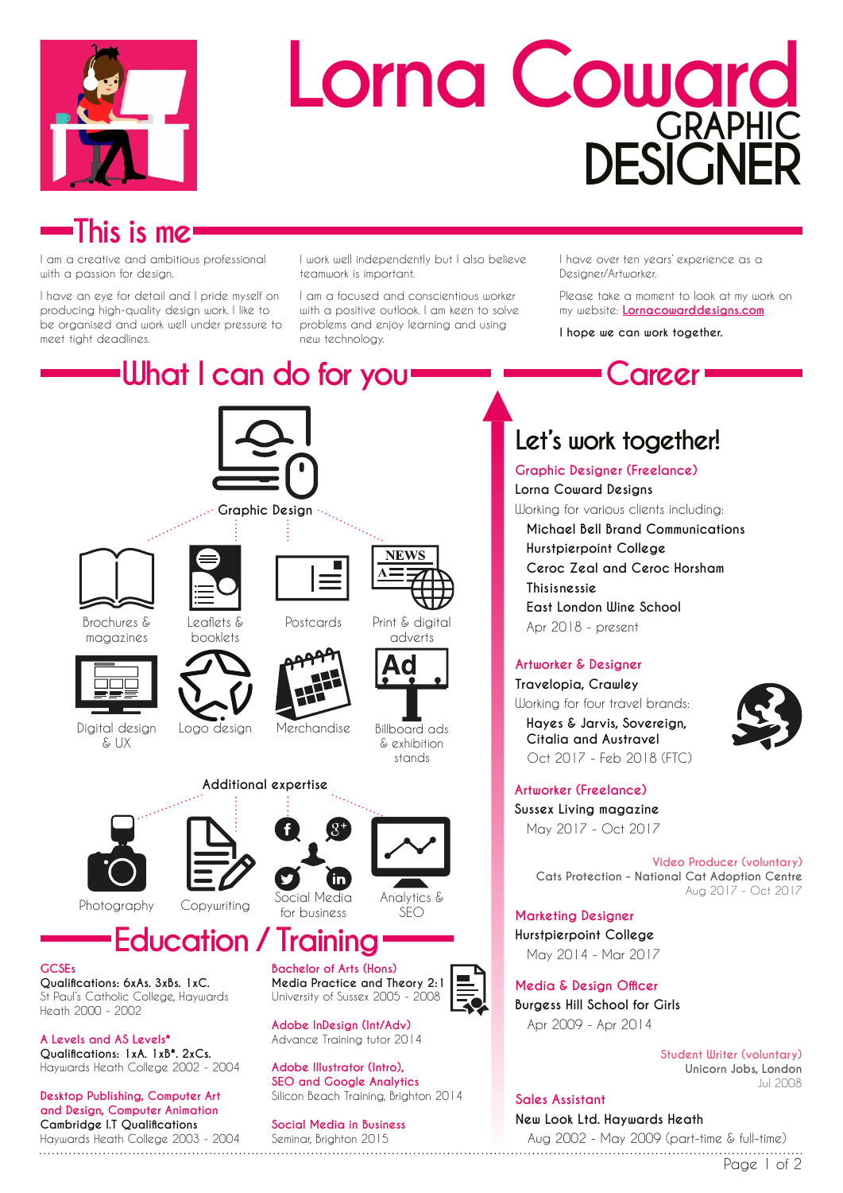# Lorna Coward

GRAPHIC DESIGNER

## This is me

I am a creative and ambitious professional with a passion for design.

I have an eye for detail and I pride myself on producing high-quality design work. I like to be organised and work well under pressure to meet tight deadlines.

I work well independently but I also believe teamwork is important.

I am a focused and conscientious worker with a positive outlook. I am keen to solve problems and enjoy learning and using new technology.

I have over ten years' experience as a Designer/Artworker.

Please take a moment to look at my work on my website: Lornacowarddesigns.com

I hope we can work together.

## What I can do for you

Graphic Design

- Brochures & magazines
- Leaflets & booklets
- Postcards
- Print & digital adverts
- Digital design & UX
- Logo design
- Merchandise
- Billboard ads & exhibition stands

Additional expertise

- Photography
- Copywriting
- Social Media for business
- Analytics & SEO

## Education / Training

**GCSEs**
Qualifications: 6xAs. 3xBs. 1xC.
St Paul's Catholic College, Haywards Heath 2000 - 2002

**A Levels and AS Levels***
Qualifications: 1xA. 1xB*. 2xCs.
Haywards Heath College 2002 - 2004

**Desktop Publishing, Computer Art and Design, Computer Animation**
Cambridge I.T Qualifications
Haywards Heath College 2003 - 2004

**Bachelor of Arts (Hons)**
Media Practice and Theory 2:1
University of Sussex 2005 - 2008

**Adobe InDesign (Int/Adv)**
Advance Training tutor 2014

**Adobe Illustrator (Intro), SEO and Google Analytics**
Silicon Beach Training, Brighton 2014

**Social Media in Business**
Seminar, Brighton 2015

## Career

### Let's work together!

**Graphic Designer (Freelance)**
Lorna Coward Designs
Working for various clients including:
- Michael Bell Brand Communications
- Hurstpierpoint College
- Ceroc Zeal and Ceroc Horsham
- Thisisnessie
- East London Wine School

Apr 2018 - present

**Artworker & Designer**
Travelopia, Crawley
Working for four travel brands:
Hayes & Jarvis, Sovereign, Citalia and Austravel
Oct 2017 - Feb 2018 (FTC)

**Artworker (Freelance)**
Sussex Living magazine
May 2017 - Oct 2017

**Video Producer (voluntary)**
Cats Protection - National Cat Adoption Centre
Aug 2017 - Oct 2017

**Marketing Designer**
Hurstpierpoint College
May 2014 - Mar 2017

**Media & Design Officer**
Burgess Hill School for Girls
Apr 2009 - Apr 2014

**Student Writer (voluntary)**
Unicorn Jobs, London
Jul 2008

**Sales Assistant**
New Look Ltd. Haywards Heath
Aug 2002 - May 2009 (part-time & full-time)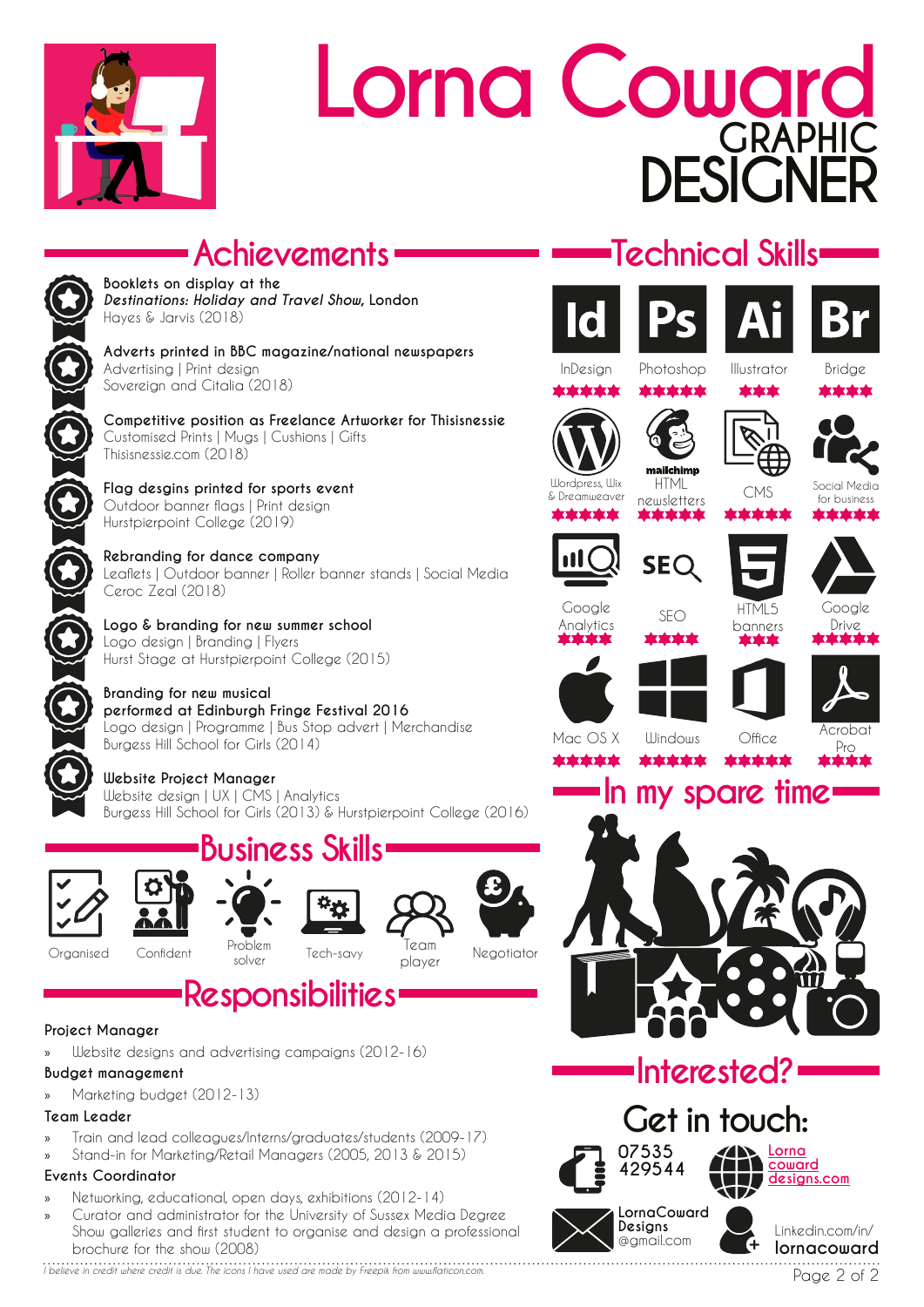# Lorna Coward
## GRAPHIC DESIGNER

## Achievements

**Booklets on display at the *Destinations: Holiday and Travel Show,* London**
Hayes & Jarvis (2018)

**Adverts printed in BBC magazine/national newspapers**
Advertising | Print design
Sovereign and Citalia (2018)

**Competitive position as Freelance Artworker for Thisisnessie**
Customised Prints | Mugs | Cushions | Gifts
Thisisnessie.com (2018)

**Flag desgins printed for sports event**
Outdoor banner flags | Print design
Hurstpierpoint College (2019)

**Rebranding for dance company**
Leaflets | Outdoor banner | Roller banner stands | Social Media
Ceroc Zeal (2018)

**Logo & branding for new summer school**
Logo design | Branding | Flyers
Hurst Stage at Hurstpierpoint College (2015)

**Branding for new musical performed at Edinburgh Fringe Festival 2016**
Logo design | Programme | Bus Stop advert | Merchandise
Burgess Hill School for Girls (2014)

**Website Project Manager**
Website design | UX | CMS | Analytics
Burgess Hill School for Girls (2013) & Hurstpierpoint College (2016)

## Technical Skills

InDesign ★★★★★
Photoshop ★★★★★
Illustrator ★★★
Bridge ★★★★
Wordpress, Wix & Dreamweaver ★★★★★
mailchimp HTML newsletters ★★★★★
CMS ★★★★★
Social Media for business ★★★★★
Google Analytics ★★★★
SEO ★★★★
HTML5 banners ★★★
Google Drive ★★★★★
Mac OS X ★★★★★
Windows ★★★★★
Office ★★★★★
Acrobat Pro ★★★★

## Business Skills

Organised | Confident | Problem solver | Tech-savy | Team player | Negotiator

## Responsibilities

**Project Manager**
- Website designs and advertising campaigns (2012-16)

**Budget management**
- Marketing budget (2012-13)

**Team Leader**
- Train and lead colleagues/Interns/graduates/students (2009-17)
- Stand-in for Marketing/Retail Managers (2005, 2013 & 2015)

**Events Coordinator**
- Networking, educational, open days, exhibitions (2012-14)
- Curator and administrator for the University of Sussex Media Degree Show galleries and first student to organise and design a professional brochure for the show (2008)

## In my spare time

## Interested?

### Get in touch:

07535 429544

Lorna coward designs.com

LornaCoward Designs @gmail.com

Linkedin.com/in/ lornacoward

*I believe in credit where credit is due. The icons I have used are made by Freepik from www.flaticon.com.*